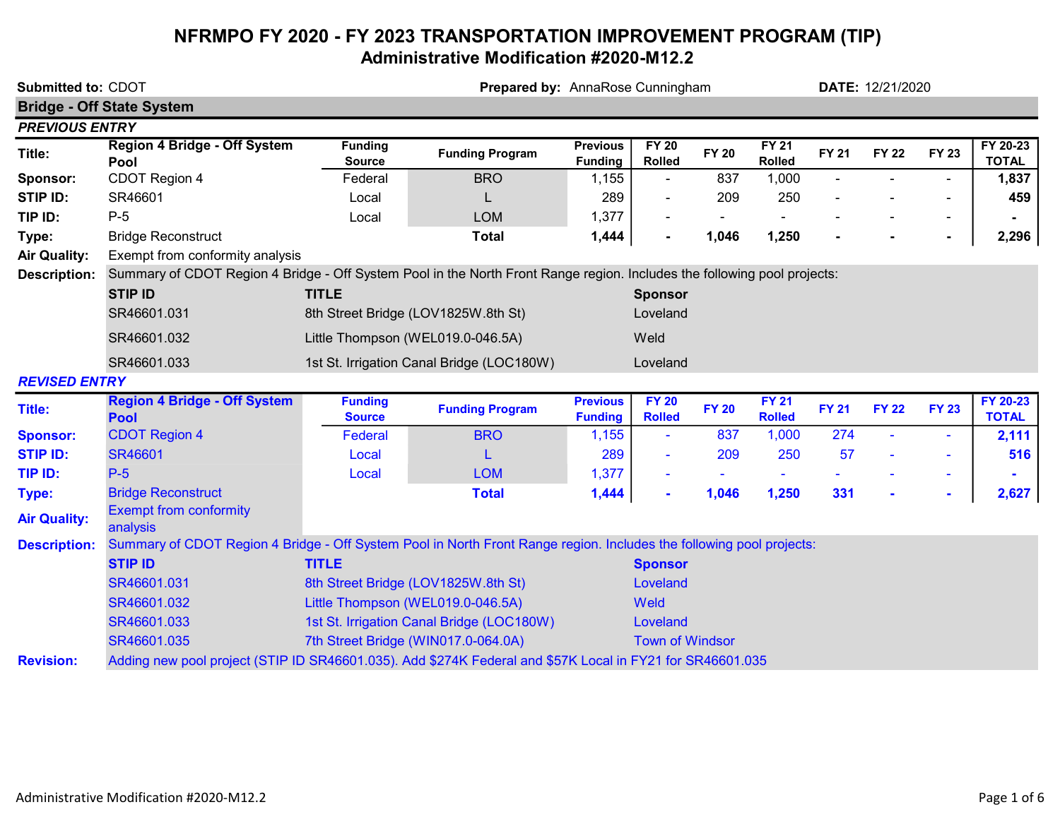# NFRMPO FY 2020 - FY 2023 TRANSPORTATION IMPROVEMENT PROGRAM (TIP)

## Administrative Modification #2020-M12.2

**Submitted to:** CDOT **Prepared by:** AnnaRose Cunningham **DATE:** 12/21/2020

### Bridge - Off State System

***PREVIOUS ENTRY***

| | | Funding Source | Funding Program | Previous Funding | FY 20 Rolled | FY 20 | FY 21 Rolled | FY 21 | FY 22 | FY 23 | FY 20-23 TOTAL |
|---|---|---|---|---|---|---|---|---|---|---|---|
| **Title:** | Region 4 Bridge - Off System Pool | | | | | | | | | | |
| **Sponsor:** | CDOT Region 4 | Federal | BRO | 1,155 | - | 837 | 1,000 | - | - | - | **1,837** |
| **STIP ID:** | SR46601 | Local | L | 289 | - | 209 | 250 | - | - | - | **459** |
| **TIP ID:** | P-5 | Local | LOM | 1,377 | - | - | - | - | - | - | **-** |
| **Type:** | Bridge Reconstruct | | **Total** | **1,444** | **-** | **1,046** | **1,250** | **-** | **-** | **-** | **2,296** |

**Air Quality:** Exempt from conformity analysis

**Description:** Summary of CDOT Region 4 Bridge - Off System Pool in the North Front Range region. Includes the following pool projects:

| STIP ID | TITLE | Sponsor |
|---|---|---|
| SR46601.031 | 8th Street Bridge (LOV1825W.8th St) | Loveland |
| SR46601.032 | Little Thompson (WEL019.0-046.5A) | Weld |
| SR46601.033 | 1st St. Irrigation Canal Bridge (LOC180W) | Loveland |

***REVISED ENTRY***

| | | Funding Source | Funding Program | Previous Funding | FY 20 Rolled | FY 20 | FY 21 Rolled | FY 21 | FY 22 | FY 23 | FY 20-23 TOTAL |
|---|---|---|---|---|---|---|---|---|---|---|---|
| **Title:** | Region 4 Bridge - Off System Pool | | | | | | | | | | |
| **Sponsor:** | CDOT Region 4 | Federal | BRO | 1,155 | - | 837 | 1,000 | 274 | - | - | **2,111** |
| **STIP ID:** | SR46601 | Local | L | 289 | - | 209 | 250 | 57 | - | - | **516** |
| **TIP ID:** | P-5 | Local | LOM | 1,377 | - | - | - | - | - | - | **-** |
| **Type:** | Bridge Reconstruct | | **Total** | **1,444** | **-** | **1,046** | **1,250** | **331** | **-** | **-** | **2,627** |

**Air Quality:** Exempt from conformity analysis

**Description:** Summary of CDOT Region 4 Bridge - Off System Pool in North Front Range region. Includes the following pool projects:

| STIP ID | TITLE | Sponsor |
|---|---|---|
| SR46601.031 | 8th Street Bridge (LOV1825W.8th St) | Loveland |
| SR46601.032 | Little Thompson (WEL019.0-046.5A) | Weld |
| SR46601.033 | 1st St. Irrigation Canal Bridge (LOC180W) | Loveland |
| SR46601.035 | 7th Street Bridge (WIN017.0-064.0A) | Town of Windsor |

**Revision:** Adding new pool project (STIP ID SR46601.035). Add $274K Federal and $57K Local in FY21 for SR46601.035

Administrative Modification #2020-M12.2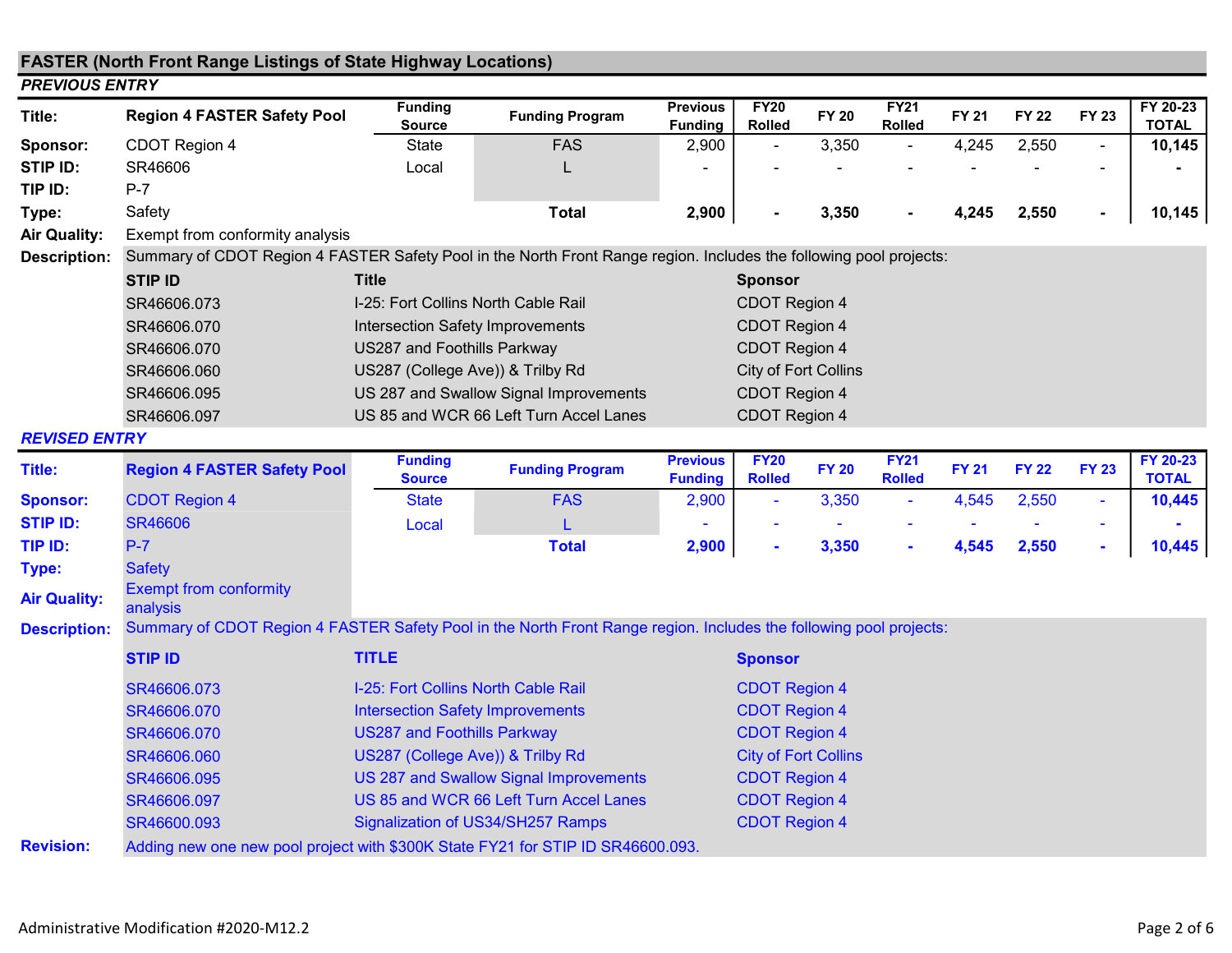## FASTER (North Front Range Listings of State Highway Locations)

*PREVIOUS ENTRY*

| Title: | Region 4 FASTER Safety Pool | Funding Source | Funding Program | Previous Funding | FY20 Rolled | FY 20 | FY21 Rolled | FY 21 | FY 22 | FY 23 | FY 20-23 TOTAL |
|---|---|---|---|---|---|---|---|---|---|---|---|
| Sponsor: | CDOT Region 4 | State | FAS | 2,900 | - | 3,350 | - | 4,245 | 2,550 | - | 10,145 |
| STIP ID: | SR46606 | Local | L | - | - | - | - | - | - | - | - |
| TIP ID: | P-7 | | | | | | | | | | |
| Type: | Safety | | **Total** | **2,900** | **-** | **3,350** | **-** | **4,245** | **2,550** | **-** | **10,145** |
| Air Quality: | Exempt from conformity analysis | | | | | | | | | | |

**Description:** Summary of CDOT Region 4 FASTER Safety Pool in the North Front Range region. Includes the following pool projects:

| STIP ID | Title | Sponsor |
|---|---|---|
| SR46606.073 | I-25: Fort Collins North Cable Rail | CDOT Region 4 |
| SR46606.070 | Intersection Safety Improvements | CDOT Region 4 |
| SR46606.070 | US287 and Foothills Parkway | CDOT Region 4 |
| SR46606.060 | US287 (College Ave)) & Trilby Rd | City of Fort Collins |
| SR46606.095 | US 287 and Swallow Signal Improvements | CDOT Region 4 |
| SR46606.097 | US 85 and WCR 66 Left Turn Accel Lanes | CDOT Region 4 |

*REVISED ENTRY*

| Title: | Region 4 FASTER Safety Pool | Funding Source | Funding Program | Previous Funding | FY20 Rolled | FY 20 | FY21 Rolled | FY 21 | FY 22 | FY 23 | FY 20-23 TOTAL |
|---|---|---|---|---|---|---|---|---|---|---|---|
| Sponsor: | CDOT Region 4 | State | FAS | 2,900 | - | 3,350 | - | 4,545 | 2,550 | - | 10,445 |
| STIP ID: | SR46606 | Local | L | - | - | - | - | - | - | - | - |
| TIP ID: | P-7 | | **Total** | **2,900** | **-** | **3,350** | **-** | **4,545** | **2,550** | **-** | **10,445** |
| Type: | Safety | | | | | | | | | | |
| Air Quality: | Exempt from conformity analysis | | | | | | | | | | |

**Description:** Summary of CDOT Region 4 FASTER Safety Pool in the North Front Range region. Includes the following pool projects:

| STIP ID | TITLE | Sponsor |
|---|---|---|
| SR46606.073 | I-25: Fort Collins North Cable Rail | CDOT Region 4 |
| SR46606.070 | Intersection Safety Improvements | CDOT Region 4 |
| SR46606.070 | US287 and Foothills Parkway | CDOT Region 4 |
| SR46606.060 | US287 (College Ave)) & Trilby Rd | City of Fort Collins |
| SR46606.095 | US 287 and Swallow Signal Improvements | CDOT Region 4 |
| SR46606.097 | US 85 and WCR 66 Left Turn Accel Lanes | CDOT Region 4 |
| SR46600.093 | Signalization of US34/SH257 Ramps | CDOT Region 4 |

**Revision:** Adding new one new pool project with $300K State FY21 for STIP ID SR46600.093.

Administrative Modification #2020-M12.2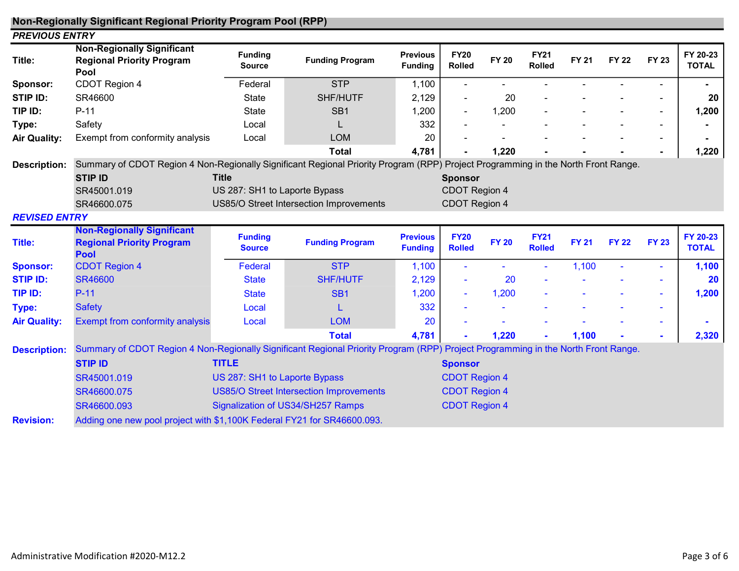## Non-Regionally Significant Regional Priority Program Pool (RPP)

***PREVIOUS ENTRY***

| | | Funding Source | Funding Program | Previous Funding | FY20 Rolled | FY 20 | FY21 Rolled | FY 21 | FY 22 | FY 23 | FY 20-23 TOTAL |
|---|---|---|---|---|---|---|---|---|---|---|---|
| **Title:** | **Non-Regionally Significant Regional Priority Program Pool** | | | | | | | | | | |
| **Sponsor:** | CDOT Region 4 | Federal | STP | 1,100 | - | - | - | - | - | - | **-** |
| **STIP ID:** | SR46600 | State | SHF/HUTF | 2,129 | - | 20 | - | - | - | - | **20** |
| **TIP ID:** | P-11 | State | SB1 | 1,200 | - | 1,200 | - | - | - | - | **1,200** |
| **Type:** | Safety | Local | L | 332 | - | - | - | - | - | - | **-** |
| **Air Quality:** | Exempt from conformity analysis | Local | LOM | 20 | - | - | - | - | - | - | **-** |
| | | | **Total** | **4,781** | **-** | **1,220** | **-** | **-** | **-** | **-** | **1,220** |

**Description:** Summary of CDOT Region 4 Non-Regionally Significant Regional Priority Program (RPP) Project Programming in the North Front Range.

| STIP ID | Title | Sponsor |
|---|---|---|
| SR45001.019 | US 287: SH1 to Laporte Bypass | CDOT Region 4 |
| SR46600.075 | US85/O Street Intersection Improvements | CDOT Region 4 |

***REVISED ENTRY***

| | | Funding Source | Funding Program | Previous Funding | FY20 Rolled | FY 20 | FY21 Rolled | FY 21 | FY 22 | FY 23 | FY 20-23 TOTAL |
|---|---|---|---|---|---|---|---|---|---|---|---|
| **Title:** | **Non-Regionally Significant Regional Priority Program Pool** | | | | | | | | | | |
| **Sponsor:** | CDOT Region 4 | Federal | STP | 1,100 | - | - | - | 1,100 | - | - | **1,100** |
| **STIP ID:** | SR46600 | State | SHF/HUTF | 2,129 | - | 20 | - | - | - | - | **20** |
| **TIP ID:** | P-11 | State | SB1 | 1,200 | - | 1,200 | - | - | - | - | **1,200** |
| **Type:** | Safety | Local | L | 332 | - | - | - | - | - | - | |
| **Air Quality:** | Exempt from conformity analysis | Local | LOM | 20 | - | - | - | - | - | - | **-** |
| | | | **Total** | **4,781** | **-** | **1,220** | **-** | **1,100** | **-** | **-** | **2,320** |

**Description:** Summary of CDOT Region 4 Non-Regionally Significant Regional Priority Program (RPP) Project Programming in the North Front Range.

| STIP ID | TITLE | Sponsor |
|---|---|---|
| SR45001.019 | US 287: SH1 to Laporte Bypass | CDOT Region 4 |
| SR46600.075 | US85/O Street Intersection Improvements | CDOT Region 4 |
| SR46600.093 | Signalization of US34/SH257 Ramps | CDOT Region 4 |

**Revision:** Adding one new pool project with $1,100K Federal FY21 for SR46600.093.

Administrative Modification #2020-M12.2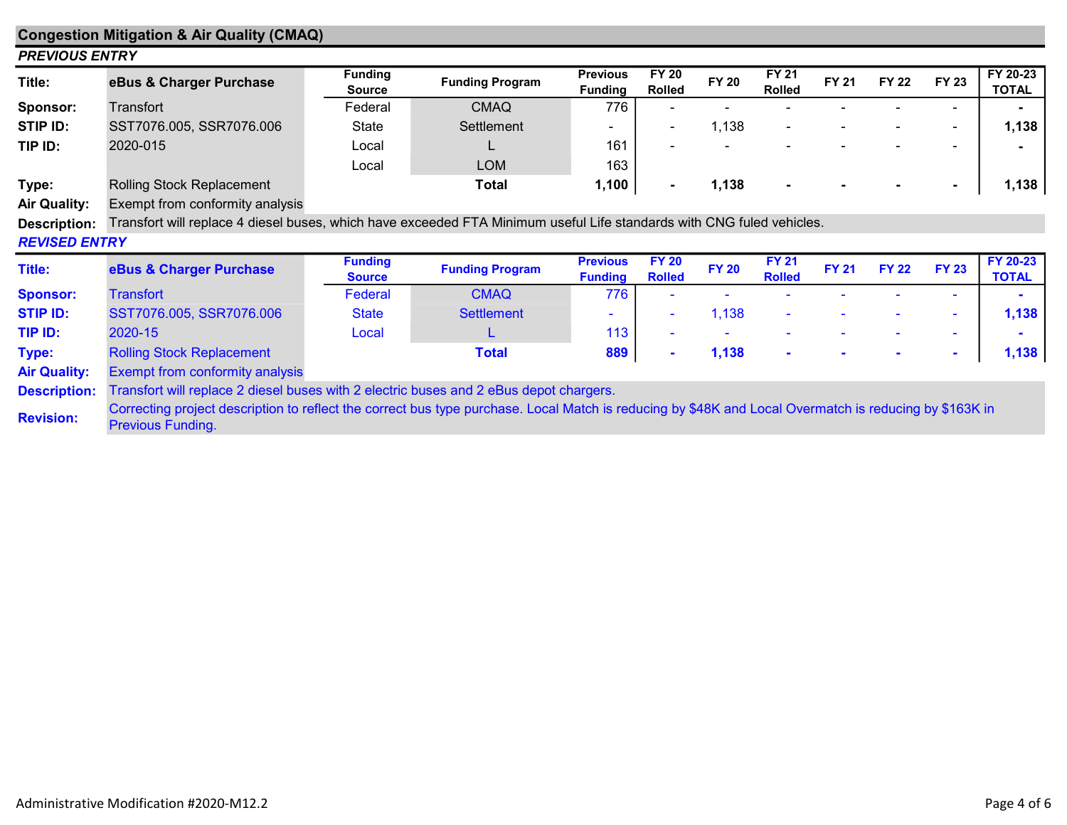## Congestion Mitigation & Air Quality (CMAQ)

***PREVIOUS ENTRY***

| Title: | **eBus & Charger Purchase** | Funding Source | Funding Program | Previous Funding | FY 20 Rolled | FY 20 | FY 21 Rolled | FY 21 | FY 22 | FY 23 | FY 20-23 TOTAL |
|---|---|---|---|---|---|---|---|---|---|---|---|
| **Sponsor:** | Transfort | Federal | CMAQ | 776 | - | - | - | - | - | - | **-** |
| **STIP ID:** | SST7076.005, SSR7076.006 | State | Settlement | - | - | 1,138 | - | - | - | - | **1,138** |
| **TIP ID:** | 2020-015 | Local | L | 161 | - | - | - | - | - | - | **-** |
| | | Local | LOM | 163 | | | | | | | |
| **Type:** | Rolling Stock Replacement | | **Total** | **1,100** | **-** | **1,138** | **-** | **-** | **-** | **-** | **1,138** |
| **Air Quality:** | Exempt from conformity analysis | | | | | | | | | | |

**Description:** Transfort will replace 4 diesel buses, which have exceeded FTA Minimum useful Life standards with CNG fuled vehicles.

***REVISED ENTRY***

| Title: | **eBus & Charger Purchase** | Funding Source | Funding Program | Previous Funding | FY 20 Rolled | FY 20 | FY 21 Rolled | FY 21 | FY 22 | FY 23 | FY 20-23 TOTAL |
|---|---|---|---|---|---|---|---|---|---|---|---|
| **Sponsor:** | Transfort | Federal | CMAQ | 776 | - | - | - | - | - | - | **-** |
| **STIP ID:** | SST7076.005, SSR7076.006 | State | Settlement | - | - | 1,138 | - | - | - | - | **1,138** |
| **TIP ID:** | 2020-15 | Local | L | 113 | - | - | - | - | - | - | **-** |
| **Type:** | Rolling Stock Replacement | | **Total** | **889** | **-** | **1,138** | **-** | **-** | **-** | **-** | **1,138** |
| **Air Quality:** | Exempt from conformity analysis | | | | | | | | | | |

**Description:** Transfort will replace 2 diesel buses with 2 electric buses and 2 eBus depot chargers.

**Revision:** Correcting project description to reflect the correct bus type purchase. Local Match is reducing by $48K and Local Overmatch is reducing by $163K in Previous Funding.

Administrative Modification #2020-M12.2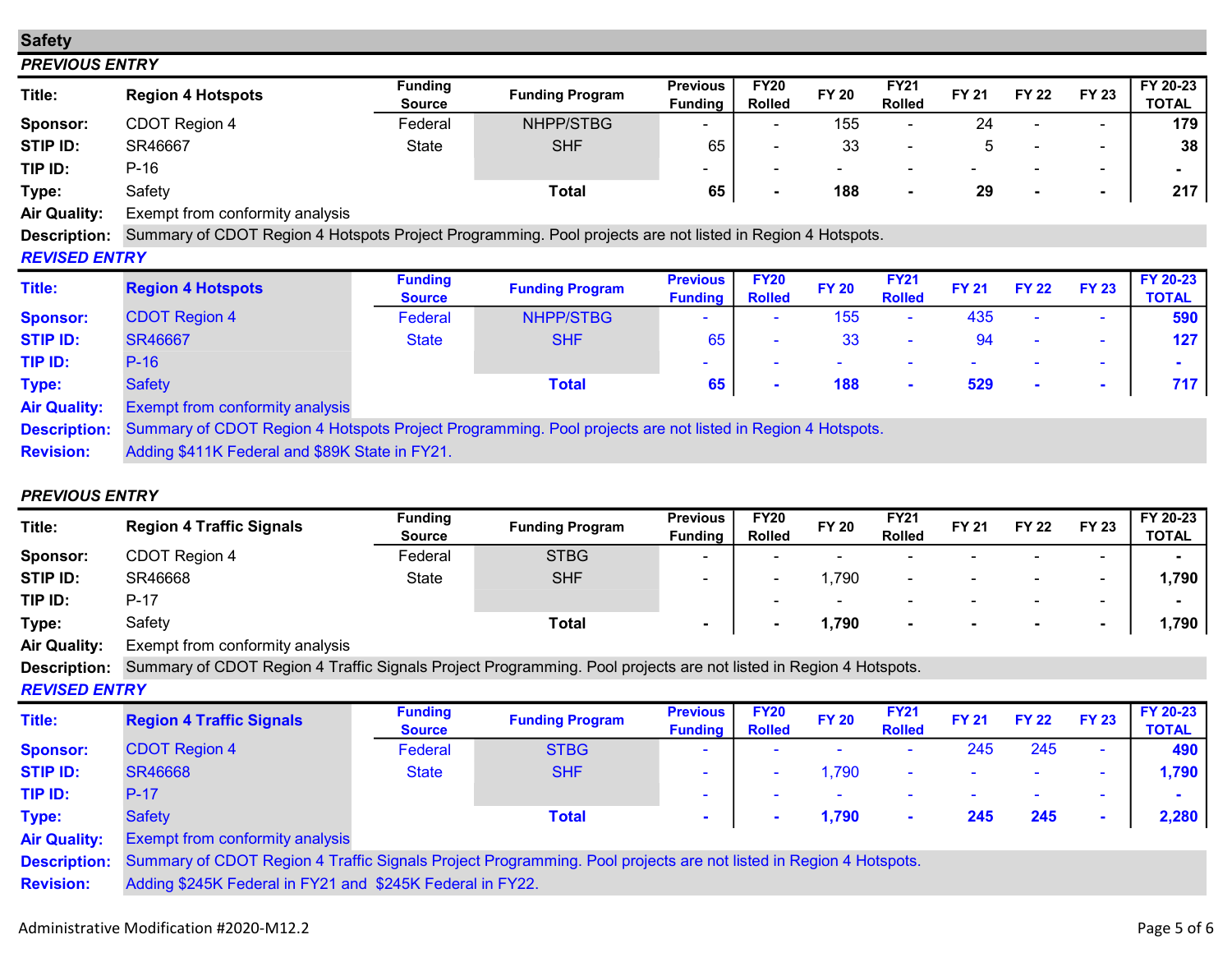## Safety

### *PREVIOUS ENTRY*

| Title: | Region 4 Hotspots | Funding Source | Funding Program | Previous Funding | FY20 Rolled | FY 20 | FY21 Rolled | FY 21 | FY 22 | FY 23 | FY 20-23 TOTAL |
|---|---|---|---|---|---|---|---|---|---|---|---|
| Sponsor: | CDOT Region 4 | Federal | NHPP/STBG | - | - | 155 | - | 24 | - | - | 179 |
| STIP ID: | SR46667 | State | SHF | 65 | - | 33 | - | 5 | - | - | 38 |
| TIP ID: | P-16 | | | - | - | - | - | - | - | - | - |
| Type: | Safety | | Total | 65 | - | 188 | - | 29 | - | - | 217 |
| Air Quality: | Exempt from conformity analysis | | | | | | | | | | |
| Description: | Summary of CDOT Region 4 Hotspots Project Programming. Pool projects are not listed in Region 4 Hotspots. | | | | | | | | | | |

### *REVISED ENTRY*

| Title: | Region 4 Hotspots | Funding Source | Funding Program | Previous Funding | FY20 Rolled | FY 20 | FY21 Rolled | FY 21 | FY 22 | FY 23 | FY 20-23 TOTAL |
|---|---|---|---|---|---|---|---|---|---|---|---|
| Sponsor: | CDOT Region 4 | Federal | NHPP/STBG | - | - | 155 | - | 435 | - | - | 590 |
| STIP ID: | SR46667 | State | SHF | 65 | - | 33 | - | 94 | - | - | 127 |
| TIP ID: | P-16 | | | - | - | - | - | - | - | - | - |
| Type: | Safety | | Total | 65 | - | 188 | - | 529 | - | - | 717 |
| Air Quality: | Exempt from conformity analysis | | | | | | | | | | |
| Description: | Summary of CDOT Region 4 Hotspots Project Programming. Pool projects are not listed in Region 4 Hotspots. | | | | | | | | | | |
| Revision: | Adding $411K Federal and $89K State in FY21. | | | | | | | | | | |

### *PREVIOUS ENTRY*

| Title: | Region 4 Traffic Signals | Funding Source | Funding Program | Previous Funding | FY20 Rolled | FY 20 | FY21 Rolled | FY 21 | FY 22 | FY 23 | FY 20-23 TOTAL |
|---|---|---|---|---|---|---|---|---|---|---|---|
| Sponsor: | CDOT Region 4 | Federal | STBG | - | - | - | - | - | - | - | - |
| STIP ID: | SR46668 | State | SHF | - | - | 1,790 | - | - | - | - | 1,790 |
| TIP ID: | P-17 | | | | - | - | - | - | - | - | - |
| Type: | Safety | | Total | - | - | 1,790 | - | - | - | - | 1,790 |
| Air Quality: | Exempt from conformity analysis | | | | | | | | | | |
| Description: | Summary of CDOT Region 4 Traffic Signals Project Programming. Pool projects are not listed in Region 4 Hotspots. | | | | | | | | | | |

### *REVISED ENTRY*

| Title: | Region 4 Traffic Signals | Funding Source | Funding Program | Previous Funding | FY20 Rolled | FY 20 | FY21 Rolled | FY 21 | FY 22 | FY 23 | FY 20-23 TOTAL |
|---|---|---|---|---|---|---|---|---|---|---|---|
| Sponsor: | CDOT Region 4 | Federal | STBG | - | - | - | - | 245 | 245 | - | 490 |
| STIP ID: | SR46668 | State | SHF | - | - | 1,790 | - | - | - | - | 1,790 |
| TIP ID: | P-17 | | | - | - | - | - | - | - | - | - |
| Type: | Safety | | Total | - | - | 1,790 | - | 245 | 245 | - | 2,280 |
| Air Quality: | Exempt from conformity analysis | | | | | | | | | | |
| Description: | Summary of CDOT Region 4 Traffic Signals Project Programming. Pool projects are not listed in Region 4 Hotspots. | | | | | | | | | | |
| Revision: | Adding $245K Federal in FY21 and $245K Federal in FY22. | | | | | | | | | | |

Administrative Modification #2020-M12.2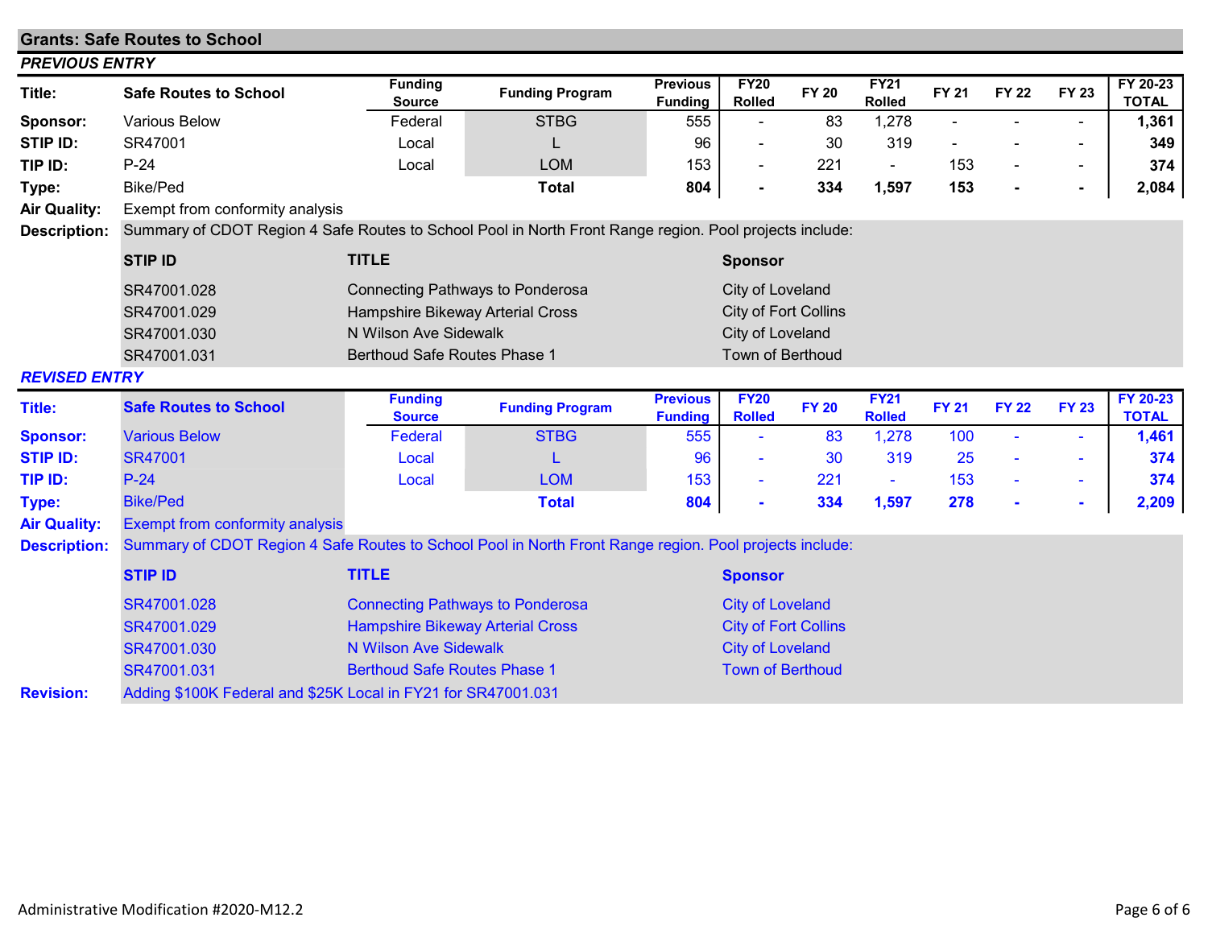## Grants: Safe Routes to School

### *PREVIOUS ENTRY*

| | | Funding Source | Funding Program | Previous Funding | FY20 Rolled | FY 20 | FY21 Rolled | FY 21 | FY 22 | FY 23 | FY 20-23 TOTAL |
|---|---|---|---|---|---|---|---|---|---|---|---|
| **Title:** | **Safe Routes to School** | | | | | | | | | | |
| **Sponsor:** | Various Below | Federal | STBG | 555 | - | 83 | 1,278 | - | - | - | **1,361** |
| **STIP ID:** | SR47001 | Local | L | 96 | - | 30 | 319 | - | - | - | **349** |
| **TIP ID:** | P-24 | Local | LOM | 153 | - | 221 | - | 153 | - | - | **374** |
| **Type:** | Bike/Ped | | **Total** | **804** | **-** | **334** | **1,597** | **153** | **-** | **-** | **2,084** |

**Air Quality:** Exempt from conformity analysis

**Description:** Summary of CDOT Region 4 Safe Routes to School Pool in North Front Range region. Pool projects include:

| STIP ID | TITLE | Sponsor |
|---|---|---|
| SR47001.028 | Connecting Pathways to Ponderosa | City of Loveland |
| SR47001.029 | Hampshire Bikeway Arterial Cross | City of Fort Collins |
| SR47001.030 | N Wilson Ave Sidewalk | City of Loveland |
| SR47001.031 | Berthoud Safe Routes Phase 1 | Town of Berthoud |

### *REVISED ENTRY*

| | | Funding Source | Funding Program | Previous Funding | FY20 Rolled | FY 20 | FY21 Rolled | FY 21 | FY 22 | FY 23 | FY 20-23 TOTAL |
|---|---|---|---|---|---|---|---|---|---|---|---|
| **Title:** | **Safe Routes to School** | | | | | | | | | | |
| **Sponsor:** | Various Below | Federal | STBG | 555 | - | 83 | 1,278 | 100 | - | - | **1,461** |
| **STIP ID:** | SR47001 | Local | L | 96 | - | 30 | 319 | 25 | - | - | **374** |
| **TIP ID:** | P-24 | Local | LOM | 153 | - | 221 | - | 153 | - | - | **374** |
| **Type:** | Bike/Ped | | **Total** | **804** | **-** | **334** | **1,597** | **278** | **-** | **-** | **2,209** |

**Air Quality:** Exempt from conformity analysis

**Description:** Summary of CDOT Region 4 Safe Routes to School Pool in North Front Range region. Pool projects include:

| STIP ID | TITLE | Sponsor |
|---|---|---|
| SR47001.028 | Connecting Pathways to Ponderosa | City of Loveland |
| SR47001.029 | Hampshire Bikeway Arterial Cross | City of Fort Collins |
| SR47001.030 | N Wilson Ave Sidewalk | City of Loveland |
| SR47001.031 | Berthoud Safe Routes Phase 1 | Town of Berthoud |

**Revision:** Adding $100K Federal and $25K Local in FY21 for SR47001.031

Administrative Modification #2020-M12.2